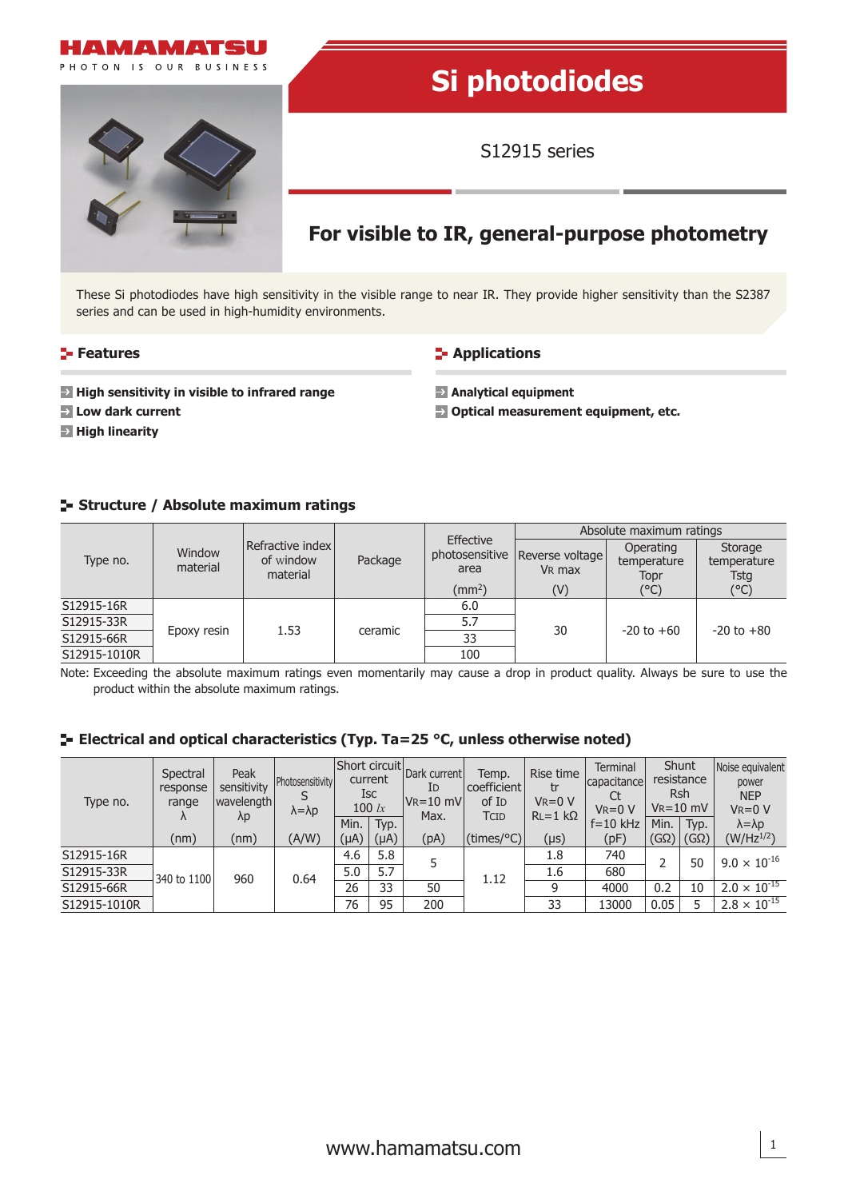HAMAMATSU

PHOTON IS OUR BUSINESS

# Si photodiodes

S12915 series

## For visible to IR, general-purpose photometry

These Si photodiodes have high sensitivity in the visible range to near IR. They provide higher sensitivity than the S2387 series and can be used in high-humidity environments.

### Features

- High sensitivity in visible to infrared range
- Low dark current
- High linearity

### Applications

- Analytical equipment
- Optical measurement equipment, etc.

### Structure / Absolute maximum ratings

| Type no. | Window material | Refractive index of window material | Package | Effective photosensitive area (mm²) | Absolute maximum ratings | | |
|---|---|---|---|---|---|---|---|
| | | | | | Reverse voltage $V_R$ max (V) | Operating temperature Topr (°C) | Storage temperature Tstg (°C) |
| S12915-16R | Epoxy resin | 1.53 | ceramic | 6.0 | 30 | -20 to +60 | -20 to +80 |
| S12915-33R | | | | 5.7 | | | |
| S12915-66R | | | | 33 | | | |
| S12915-1010R | | | | 100 | | | |

Note: Exceeding the absolute maximum ratings even momentarily may cause a drop in product quality. Always be sure to use the product within the absolute maximum ratings.

### Electrical and optical characteristics (Typ. Ta=25 °C, unless otherwise noted)

| Type no. | Spectral response range λ (nm) | Peak sensitivity wavelength λp (nm) | Photosensitivity S λ=λp (A/W) | Short circuit current Isc 100 lx | | Dark current $I_D$ $V_R$=10 mV Max. (pA) | Temp. coefficient of $I_D$ TCID (times/°C) | Rise time tr $V_R$=0 V $R_L$=1 kΩ (μs) | Terminal capacitance Ct $V_R$=0 V f=10 kHz (pF) | Shunt resistance Rsh $V_R$=10 mV | | Noise equivalent power NEP $V_R$=0 V λ=λp (W/Hz$^{1/2}$) |
|---|---|---|---|---|---|---|---|---|---|---|---|---|
| | | | | Min. (μA) | Typ. (μA) | | | | | Min. (GΩ) | Typ. (GΩ) | |
| S12915-16R | 340 to 1100 | 960 | 0.64 | 4.6 | 5.8 | 5 | 1.12 | 1.8 | 740 | 2 | 50 | $9.0 \times 10^{-16}$ |
| S12915-33R | | | | 5.0 | 5.7 | | | 1.6 | 680 | | | |
| S12915-66R | | | | 26 | 33 | 50 | | 9 | 4000 | 0.2 | 10 | $2.0 \times 10^{-15}$ |
| S12915-1010R | | | | 76 | 95 | 200 | | 33 | 13000 | 0.05 | 5 | $2.8 \times 10^{-15}$ |

www.hamamatsu.com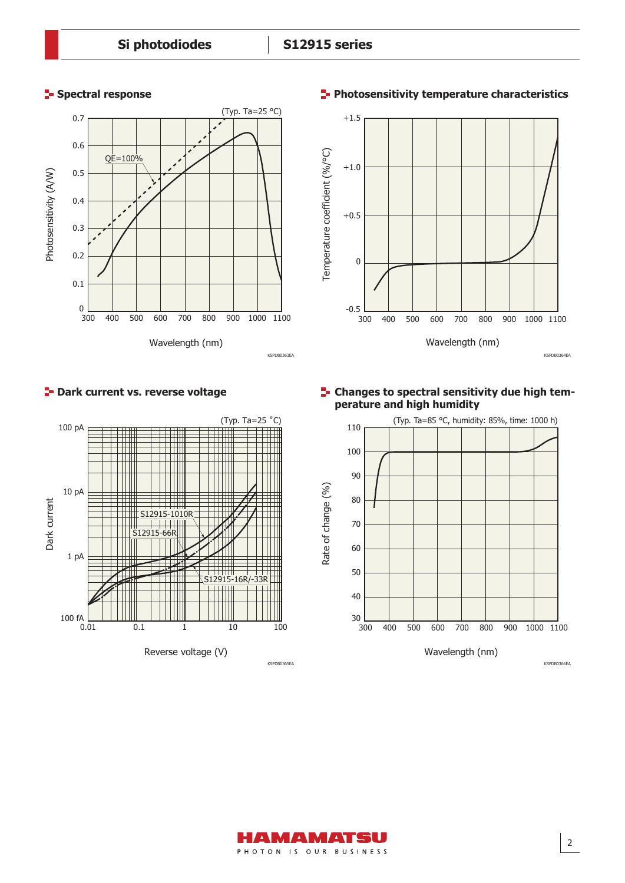## Spectral response

(Typ. Ta=25 °C)

Photosensitivity (A/W) vs. Wavelength (nm)

QE=100%

KSPDB0363EA

## Photosensitivity temperature characteristics

Temperature coefficient (%/°C) vs. Wavelength (nm)

KSPDB0364EA

## Dark current vs. reverse voltage

(Typ. Ta=25 °C)

Dark current vs. Reverse voltage (V)

S12915-1010R

S12915-66R

S12915-16R/-33R

KSPDB0365EA

## Changes to spectral sensitivity due high temperature and high humidity

(Typ. Ta=85 °C, humidity: 85%, time: 1000 h)

Rate of change (%) vs. Wavelength (nm)

KSPDB0366EA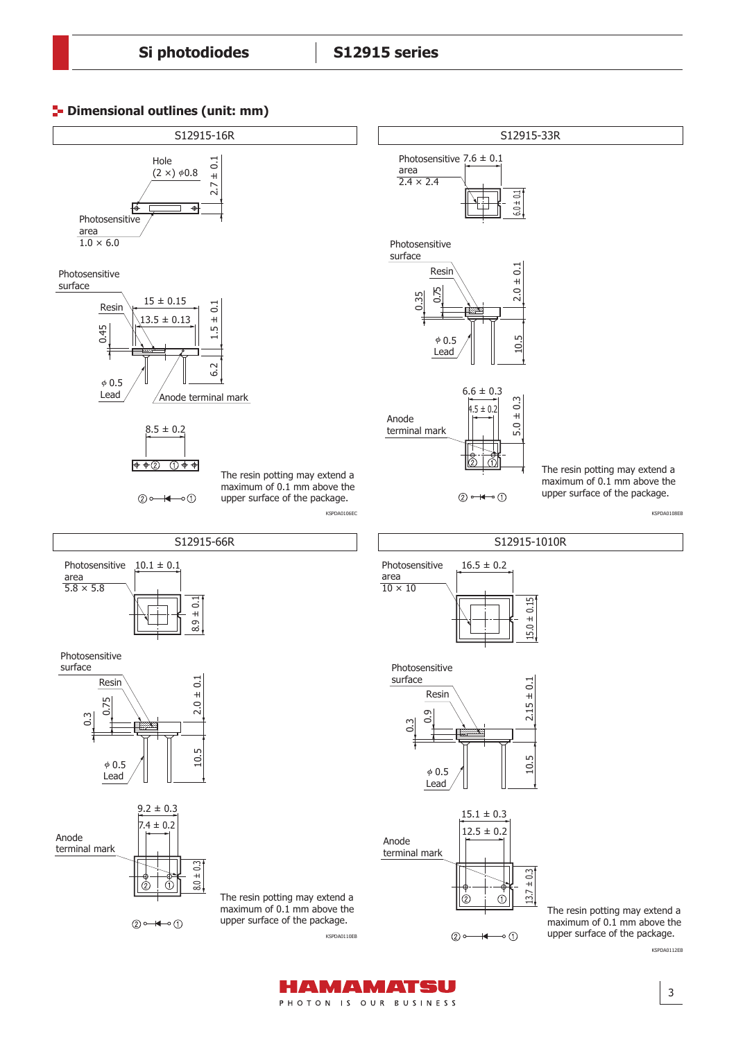## Dimensional outlines (unit: mm)

### S12915-16R

Hole (2 ×) ϕ0.8

2.7 ± 0.1

Photosensitive area 1.0 × 6.0

Photosensitive surface

15 ± 0.15

13.5 ± 0.13

Resin

0.45

1.5 ± 0.1

6.2

ϕ 0.5 Lead

Anode terminal mark

8.5 ± 0.2

② ① 

②○—|◄—○①

The resin potting may extend a maximum of 0.1 mm above the upper surface of the package.

KSPDA0106EC

### S12915-33R

Photosensitive area 2.4 × 2.4

7.6 ± 0.1

6.0 ± 0.1

Photosensitive surface

Resin

0.35

0.75

2.0 ± 0.1

ϕ 0.5 Lead

10.5

6.6 ± 0.3

4.5 ± 0.2

Anode terminal mark

5.0 ± 0.3

② ①

②○—|◄—○①

The resin potting may extend a maximum of 0.1 mm above the upper surface of the package.

KSPDA0108EB

### S12915-66R

Photosensitive area 5.8 × 5.8

10.1 ± 0.1

8.9 ± 0.1

Photosensitive surface

Resin

0.3

0.75

2.0 ± 0.1

ϕ 0.5 Lead

10.5

9.2 ± 0.3

7.4 ± 0.2

Anode terminal mark

8.0 ± 0.3

② ①

②○—|◄—○①

The resin potting may extend a maximum of 0.1 mm above the upper surface of the package.

KSPDA0110EB

### S12915-1010R

Photosensitive area 10 × 10

16.5 ± 0.2

15.0 ± 0.15

Photosensitive surface

Resin

0.3

0.9

2.15 ± 0.1

ϕ 0.5 Lead

10.5

15.1 ± 0.3

12.5 ± 0.2

Anode terminal mark

13.7 ± 0.3

② ①

②○—|◄—○①

The resin potting may extend a maximum of 0.1 mm above the upper surface of the package.

KSPDA0112EB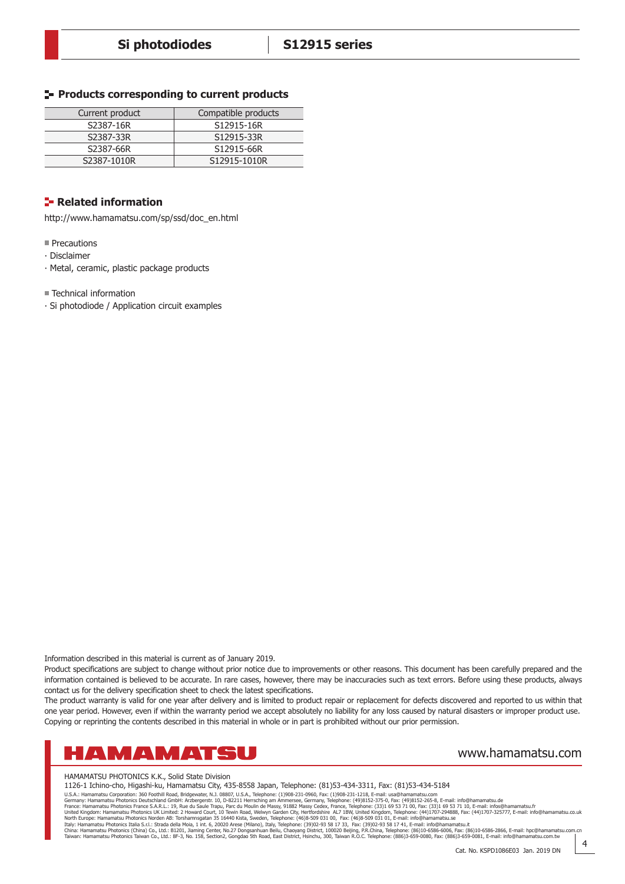## Products corresponding to current products

| Current product | Compatible products |
|---|---|
| S2387-16R | S12915-16R |
| S2387-33R | S12915-33R |
| S2387-66R | S12915-66R |
| S2387-1010R | S12915-1010R |

## Related information

http://www.hamamatsu.com/sp/ssd/doc_en.html

■ Precautions
· Disclaimer
· Metal, ceramic, plastic package products

■ Technical information
· Si photodiode / Application circuit examples

Information described in this material is current as of January 2019.

Product specifications are subject to change without prior notice due to improvements or other reasons. This document has been carefully prepared and the information contained is believed to be accurate. In rare cases, however, there may be inaccuracies such as text errors. Before using these products, always contact us for the delivery specification sheet to check the latest specifications.

The product warranty is valid for one year after delivery and is limited to product repair or replacement for defects discovered and reported to us within that one year period. However, even if within the warranty period we accept absolutely no liability for any loss caused by natural disasters or improper product use.

Copying or reprinting the contents described in this material in whole or in part is prohibited without our prior permission.

HAMAMATSU

www.hamamatsu.com

HAMAMATSU PHOTONICS K.K., Solid State Division
1126-1 Ichino-cho, Higashi-ku, Hamamatsu City, 435-8558 Japan, Telephone: (81)53-434-3311, Fax: (81)53-434-5184
U.S.A.: Hamamatsu Corporation: 360 Foothill Road, Bridgewater, N.J. 08807, U.S.A., Telephone: (1)908-231-0960, Fax: (1)908-231-1218, E-mail: usa@hamamatsu.com
Germany: Hamamatsu Photonics Deutschland GmbH: Arzbergerstr. 10, D-82211 Herrsching am Ammersee, Germany, Telephone: (49)8152-375-0, Fax: (49)8152-265-8, E-mail: info@hamamatsu.de
France: Hamamatsu Photonics France S.A.R.L.: 19, Rue du Saule Trapu, Parc du Moulin de Massy, 91882 Massy Cedex, France, Telephone: (33)1 69 53 71 00, Fax: (33)1 69 53 71 10, E-mail: infos@hamamatsu.fr
United Kingdom: Hamamatsu Photonics UK Limited: 2 Howard Court, 10 Tewin Road, Welwyn Garden City, Hertfordshire AL7 1BW, United Kingdom, Telephone: (44)1707-294888, Fax: (44)1707-325777, E-mail: info@hamamatsu.co.uk
North Europe: Hamamatsu Photonics Norden AB: Torshamnsgatan 35 16440 Kista, Sweden, Telephone: (46)8-509 031 00, Fax: (46)8-509 031 01, E-mail: info@hamamatsu.se
Italy: Hamamatsu Photonics Italia S.r.l.: Strada della Moia, 1 int. 6, 20020 Arese (Milano), Italy, Telephone: (39)02-93 58 17 33, Fax: (39)02-93 58 17 41, E-mail: info@hamamatsu.it
China: Hamamatsu Photonics (China) Co., Ltd.: B1201, Jiaming Center, No.27 Dongsanhuan Beilu, Chaoyang District, 100020 Beijing, P.R.China, Telephone: (86)10-6586-6006, Fax: (86)10-6586-2866, E-mail: hpc@hamamatsu.com.cn
Taiwan: Hamamatsu Photonics Taiwan Co., Ltd.: 8F-3, No. 158, Section2, Gongdao 5th Road, East District, Hsinchu, 300, Taiwan R.O.C. Telephone: (886)3-659-0080, Fax: (886)3-659-0081, E-mail: info@hamamatsu.com.tw

Cat. No. KSPD1086E03 Jan. 2019 DN